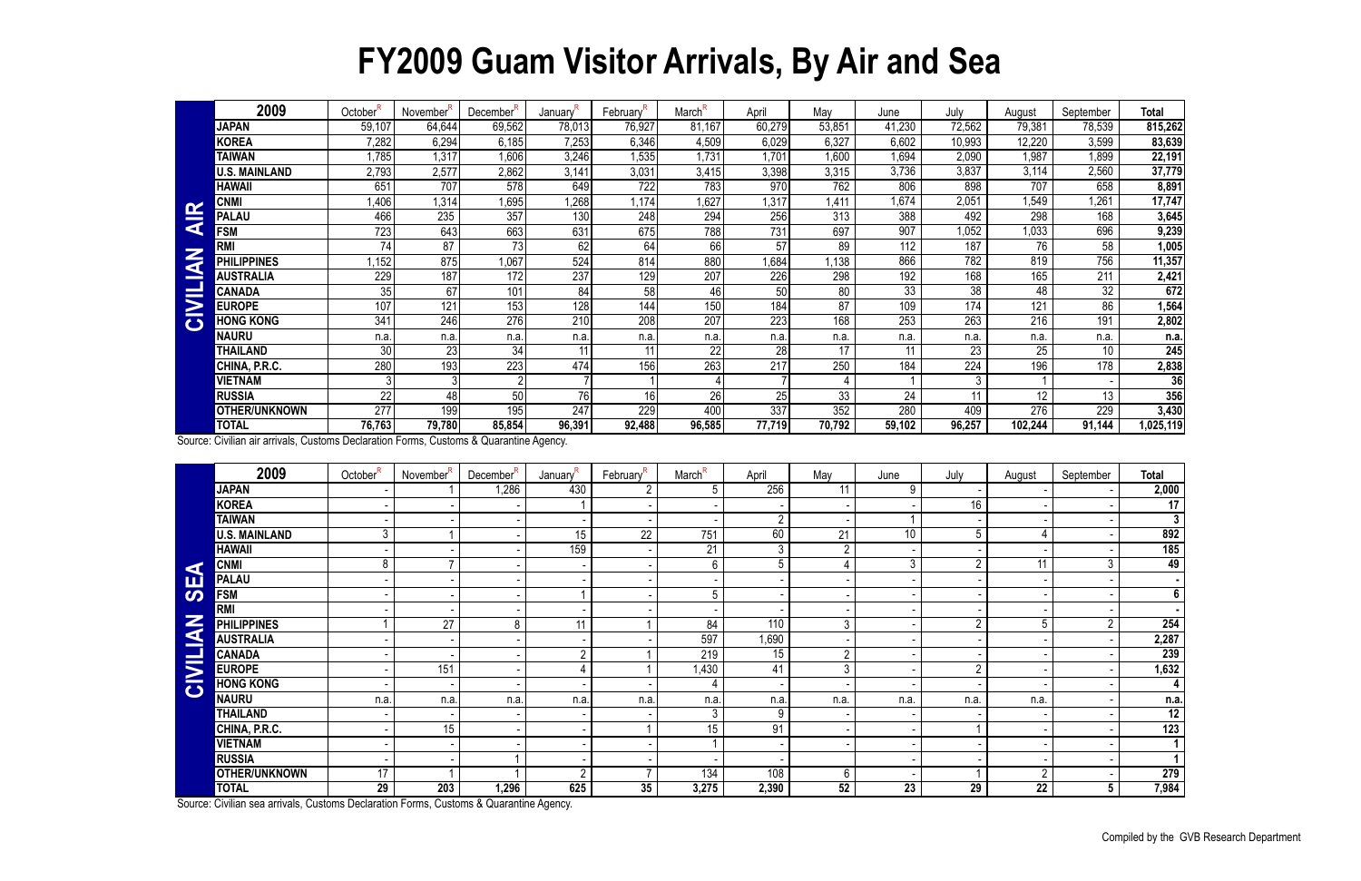# FY2009 Guam Visitor Arrivals, By Air and Sea

## CIVILIAN AIR

| 2009 | October[R] | November[R] | December[R] | January[R] | February[R] | March[R] | April | May | June | July | August | September | Total |
|---|---|---|---|---|---|---|---|---|---|---|---|---|---|
| **JAPAN** | 59,107 | 64,644 | 69,562 | 78,013 | 76,927 | 81,167 | 60,279 | 53,851 | 41,230 | 72,562 | 79,381 | 78,539 | **815,262** |
| **KOREA** | 7,282 | 6,294 | 6,185 | 7,253 | 6,346 | 4,509 | 6,029 | 6,327 | 6,602 | 10,993 | 12,220 | 3,599 | **83,639** |
| **TAIWAN** | 1,785 | 1,317 | 1,606 | 3,246 | 1,535 | 1,731 | 1,701 | 1,600 | 1,694 | 2,090 | 1,987 | 1,899 | **22,191** |
| **U.S. MAINLAND** | 2,793 | 2,577 | 2,862 | 3,141 | 3,031 | 3,415 | 3,398 | 3,315 | 3,736 | 3,837 | 3,114 | 2,560 | **37,779** |
| **HAWAII** | 651 | 707 | 578 | 649 | 722 | 783 | 970 | 762 | 806 | 898 | 707 | 658 | **8,891** |
| **CNMI** | 1,406 | 1,314 | 1,695 | 1,268 | 1,174 | 1,627 | 1,317 | 1,411 | 1,674 | 2,051 | 1,549 | 1,261 | **17,747** |
| **PALAU** | 466 | 235 | 357 | 130 | 248 | 294 | 256 | 313 | 388 | 492 | 298 | 168 | **3,645** |
| **FSM** | 723 | 643 | 663 | 631 | 675 | 788 | 731 | 697 | 907 | 1,052 | 1,033 | 696 | **9,239** |
| **RMI** | 74 | 87 | 73 | 62 | 64 | 66 | 57 | 89 | 112 | 187 | 76 | 58 | **1,005** |
| **PHILIPPINES** | 1,152 | 875 | 1,067 | 524 | 814 | 880 | 1,684 | 1,138 | 866 | 782 | 819 | 756 | **11,357** |
| **AUSTRALIA** | 229 | 187 | 172 | 237 | 129 | 207 | 226 | 298 | 192 | 168 | 165 | 211 | **2,421** |
| **CANADA** | 35 | 67 | 101 | 84 | 58 | 46 | 50 | 80 | 33 | 38 | 48 | 32 | **672** |
| **EUROPE** | 107 | 121 | 153 | 128 | 144 | 150 | 184 | 87 | 109 | 174 | 121 | 86 | **1,564** |
| **HONG KONG** | 341 | 246 | 276 | 210 | 208 | 207 | 223 | 168 | 253 | 263 | 216 | 191 | **2,802** |
| **NAURU** | n.a. | n.a. | n.a. | n.a. | n.a. | n.a. | n.a. | n.a. | n.a. | n.a. | n.a. | n.a. | **n.a.** |
| **THAILAND** | 30 | 23 | 34 | 11 | 11 | 22 | 28 | 17 | 11 | 23 | 25 | 10 | **245** |
| **CHINA, P.R.C.** | 280 | 193 | 223 | 474 | 156 | 263 | 217 | 250 | 184 | 224 | 196 | 178 | **2,838** |
| **VIETNAM** | 3 | 3 | 2 | 7 | 1 | 4 | 7 | 4 | 1 | 3 | 1 | - | **36** |
| **RUSSIA** | 22 | 48 | 50 | 76 | 16 | 26 | 25 | 33 | 24 | 11 | 12 | 13 | **356** |
| **OTHER/UNKNOWN** | 277 | 199 | 195 | 247 | 229 | 400 | 337 | 352 | 280 | 409 | 276 | 229 | **3,430** |
| **TOTAL** | **76,763** | **79,780** | **85,854** | **96,391** | **92,488** | **96,585** | **77,719** | **70,792** | **59,102** | **96,257** | **102,244** | **91,144** | **1,025,119** |

Source: Civilian air arrivals, Customs Declaration Forms, Customs & Quarantine Agency.

## CIVILIAN SEA

| 2009 | October[R] | November[R] | December[R] | January[R] | February[R] | March[R] | April | May | June | July | August | September | Total |
|---|---|---|---|---|---|---|---|---|---|---|---|---|---|
| **JAPAN** | - | 1 | 1,286 | 430 | 2 | 5 | 256 | 11 | 9 | - | - | - | **2,000** |
| **KOREA** | - | - | - | 1 | - | - | - | - | - | 16 | - | - | **17** |
| **TAIWAN** | - | - | - | - | - | - | 2 | - | 1 | - | - | - | **3** |
| **U.S. MAINLAND** | 3 | 1 | - | 15 | 22 | 751 | 60 | 21 | 10 | 5 | 4 | - | **892** |
| **HAWAII** | - | - | - | 159 | - | 21 | 3 | 2 | - | - | - | - | **185** |
| **CNMI** | 8 | 7 | - | - | - | 6 | 5 | 4 | 3 | 2 | 11 | 3 | **49** |
| **PALAU** | - | - | - | - | - | - | - | - | - | - | - | - | **-** |
| **FSM** | - | - | - | 1 | - | 5 | - | - | - | - | - | - | **6** |
| **RMI** | - | - | - | - | - | - | - | - | - | - | - | - | **-** |
| **PHILIPPINES** | 1 | 27 | 8 | 11 | 1 | 84 | 110 | 3 | - | 2 | 5 | 2 | **254** |
| **AUSTRALIA** | - | - | - | - | - | 597 | 1,690 | - | - | - | - | - | **2,287** |
| **CANADA** | - | - | - | 2 | 1 | 219 | 15 | 2 | - | - | - | - | **239** |
| **EUROPE** | - | 151 | - | 4 | 1 | 1,430 | 41 | 3 | - | 2 | - | - | **1,632** |
| **HONG KONG** | - | - | - | - | - | 4 | - | - | - | - | - | - | **4** |
| **NAURU** | n.a. | n.a. | n.a. | n.a. | n.a. | n.a. | n.a. | n.a. | n.a. | n.a. | n.a. | - | **n.a.** |
| **THAILAND** | - | - | - | - | - | 3 | 9 | - | - | - | - | - | **12** |
| **CHINA, P.R.C.** | - | 15 | - | - | 1 | 15 | 91 | - | - | 1 | - | - | **123** |
| **VIETNAM** | - | - | - | - | - | 1 | - | - | - | - | - | - | **1** |
| **RUSSIA** | - | - | 1 | - | - | - | - | | - | - | - | - | **1** |
| **OTHER/UNKNOWN** | 17 | 1 | 1 | 2 | 7 | 134 | 108 | 6 | - | 1 | 2 | - | **279** |
| **TOTAL** | **29** | **203** | **1,296** | **625** | **35** | **3,275** | **2,390** | **52** | **23** | **29** | **22** | **5** | **7,984** |

Source: Civilian sea arrivals, Customs Declaration Forms, Customs & Quarantine Agency.

Compiled by the GVB Research Department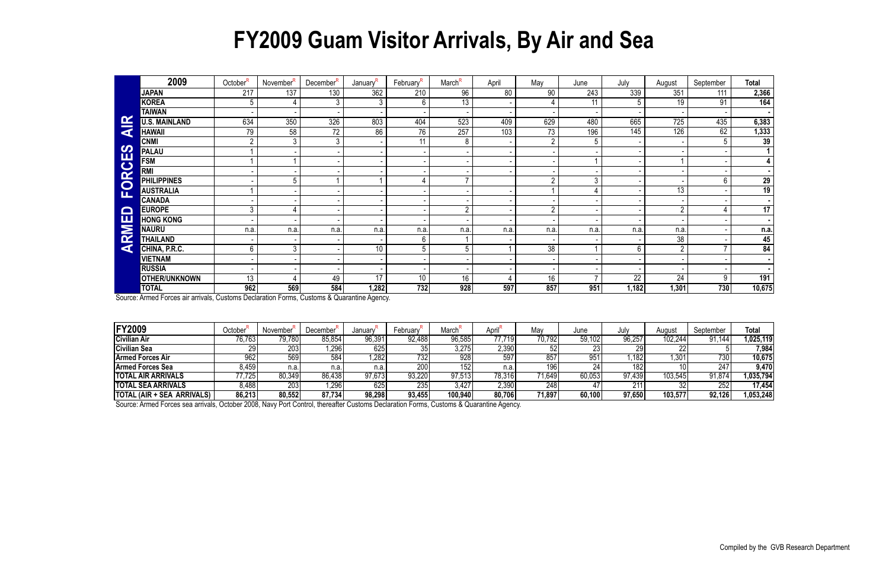# FY2009 Guam Visitor Arrivals, By Air and Sea

**ARMED FORCES AIR**

| 2009 | October[R] | November[R] | December[R] | January[R] | February[R] | March[R] | April | May | June | July | August | September | Total |
|---|---|---|---|---|---|---|---|---|---|---|---|---|---|
| **JAPAN** | 217 | 137 | 130 | 362 | 210 | 96 | 80 | 90 | 243 | 339 | 351 | 111 | **2,366** |
| **KOREA** | 5 | 4 | 3 | 3 | 6 | 13 | - | 4 | 11 | 5 | 19 | 91 | **164** |
| **TAIWAN** | - | - | - | - | - | - | - | - | - | - | - | - | **-** |
| **U.S. MAINLAND** | 634 | 350 | 326 | 803 | 404 | 523 | 409 | 629 | 480 | 665 | 725 | 435 | **6,383** |
| **HAWAII** | 79 | 58 | 72 | 86 | 76 | 257 | 103 | 73 | 196 | 145 | 126 | 62 | **1,333** |
| **CNMI** | 2 | 3 | 3 | - | 11 | 8 | - | 2 | 5 | - | - | 5 | **39** |
| **PALAU** | 1 | - | - | - | - | - | - | - | - | - | - | - | **1** |
| **FSM** | 1 | 1 | - | - | - | - | - | - | 1 | - | 1 | - | **4** |
| **RMI** | - | - | - | - | - | - | - | - | - | - | - | - | **-** |
| **PHILIPPINES** | - | 5 | 1 | 1 | 4 | 7 | | 2 | 3 | - | - | 6 | **29** |
| **AUSTRALIA** | 1 | - | - | - | - | - | - | 1 | 4 | - | 13 | - | **19** |
| **CANADA** | - | - | - | - | - | - | - | - | - | - | - | - | **-** |
| **EUROPE** | 3 | 4 | - | - | - | 2 | - | 2 | - | - | 2 | 4 | **17** |
| **HONG KONG** | - | - | - | - | - | - | - | - | - | - | - | - | **-** |
| **NAURU** | n.a. | n.a. | n.a. | n.a. | n.a. | n.a. | n.a. | n.a. | n.a. | n.a. | n.a. | - | **n.a.** |
| **THAILAND** | - | - | - | - | 6 | 1 | - | - | - | - | 38 | - | **45** |
| **CHINA, P.R.C.** | 6 | 3 | - | 10 | 5 | 5 | 1 | 38 | 1 | 6 | 2 | 7 | **84** |
| **VIETNAM** | - | - | - | - | - | - | - | - | - | - | - | - | **-** |
| **RUSSIA** | - | - | - | - | - | - | - | - | - | - | - | - | **-** |
| **OTHER/UNKNOWN** | 13 | 4 | 49 | 17 | 10 | 16 | 4 | 16 | 7 | 22 | 24 | 9 | **191** |
| **TOTAL** | **962** | **569** | **584** | **1,282** | **732** | **928** | **597** | **857** | **951** | **1,182** | **1,301** | **730** | **10,675** |

Source: Armed Forces air arrivals, Customs Declaration Forms, Customs & Quarantine Agency.

| FY2009 | October[R] | November[R] | December[R] | January[R] | February[R] | March[R] | April[R] | May | June | July | August | September | Total |
|---|---|---|---|---|---|---|---|---|---|---|---|---|---|
| **Civilian Air** | 76,763 | 79,780 | 85,854 | 96,391 | 92,488 | 96,585 | 77,719 | 70,792 | 59,102 | 96,257 | 102,244 | 91,144 | **1,025,119** |
| **Civilian Sea** | 29 | 203 | 1,296 | 625 | 35 | 3,275 | 2,390 | 52 | 23 | 29 | 22 | 5 | **7,984** |
| **Armed Forces Air** | 962 | 569 | 584 | 1,282 | 732 | 928 | 597 | 857 | 951 | 1,182 | 1,301 | 730 | **10,675** |
| **Armed Forces Sea** | 8,459 | n.a. | n.a. | n.a. | 200 | 152 | n.a. | 196 | 24 | 182 | 10 | 247 | **9,470** |
| **TOTAL AIR ARRIVALS** | 77,725 | 80,349 | 86,438 | 97,673 | 93,220 | 97,513 | 78,316 | 71,649 | 60,053 | 97,439 | 103,545 | 91,874 | **1,035,794** |
| **TOTAL SEA ARRIVALS** | 8,488 | 203 | 1,296 | 625 | 235 | 3,427 | 2,390 | 248 | 47 | 211 | 32 | 252 | **17,454** |
| **TOTAL (AIR + SEA ARRIVALS)** | **86,213** | **80,552** | **87,734** | **98,298** | **93,455** | **100,940** | **80,706** | **71,897** | **60,100** | **97,650** | **103,577** | **92,126** | **1,053,248** |

Source: Armed Forces sea arrivals, October 2008, Navy Port Control, thereafter Customs Declaration Forms, Customs & Quarantine Agency.

Compiled by the GVB Research Department